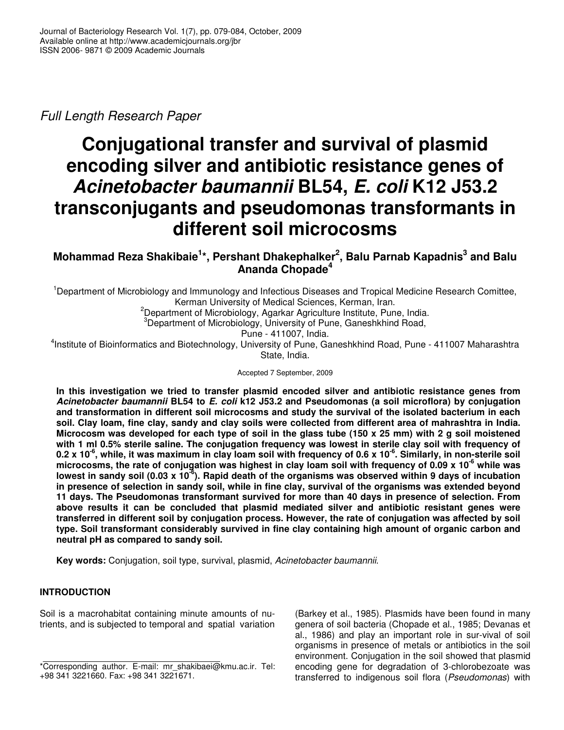*Full Length Research Paper*

# Conjugational transfer and survival of plasmid encoding silver and antibiotic resistance genes of *Acinetobacter baumannii* BL54, *E. coli* K12 J53.2 transconjugants and pseudomonas transformants in different soil microcosms

**Mohammad Reza Shakibaie[1]\*, Pershant Dhakephalker[2], Balu Parnab Kapadnis[3] and Balu Ananda Chopade[4]**

[1]Department of Microbiology and Immunology and Infectious Diseases and Tropical Medicine Research Comittee, Kerman University of Medical Sciences, Kerman, Iran.

[2]Department of Microbiology, Agarkar Agriculture Institute, Pune, India.

[3]Department of Microbiology, University of Pune, Ganeshkhind Road, Pune - 411007, India.

[4]Institute of Bioinformatics and Biotechnology, University of Pune, Ganeshkhind Road, Pune - 411007 Maharashtra State, India.

Accepted 7 September, 2009

**In this investigation we tried to transfer plasmid encoded silver and antibiotic resistance genes from *Acinetobacter baumannii* BL54 to *E. coli* k12 J53.2 and Pseudomonas (a soil microflora) by conjugation and transformation in different soil microcosms and study the survival of the isolated bacterium in each soil. Clay loam, fine clay, sandy and clay soils were collected from different area of mahrashtra in India. Microcosm was developed for each type of soil in the glass tube (150 x 25 mm) with 2 g soil moistened with 1 ml 0.5% sterile saline. The conjugation frequency was lowest in sterile clay soil with frequency of $0.2 \times 10^{-6}$, while, it was maximum in clay loam soil with frequency of $0.6 \times 10^{-6}$. Similarly, in non-sterile soil microcosms, the rate of conjugation was highest in clay loam soil with frequency of $0.09 \times 10^{-6}$ while was lowest in sandy soil ($0.03 \times 10^{-6}$). Rapid death of the organisms was observed within 9 days of incubation in presence of selection in sandy soil, while in fine clay, survival of the organisms was extended beyond 11 days. The Pseudomonas transformant survived for more than 40 days in presence of selection. From above results it can be concluded that plasmid mediated silver and antibiotic resistant genes were transferred in different soil by conjugation process. However, the rate of conjugation was affected by soil type. Soil transformant considerably survived in fine clay containing high amount of organic carbon and neutral pH as compared to sandy soil.**

**Key words:** Conjugation, soil type, survival, plasmid, *Acinetobacter baumannii*.

## INTRODUCTION

Soil is a macrohabitat containing minute amounts of nutrients, and is subjected to temporal and spatial variation (Barkey et al., 1985). Plasmids have been found in many genera of soil bacteria (Chopade et al., 1985; Devanas et al., 1986) and play an important role in sur-vival of soil organisms in presence of metals or antibiotics in the soil environment. Conjugation in the soil showed that plasmid encoding gene for degradation of 3-chlorobezoate was transferred to indigenous soil flora (*Pseudomonas*) with

\*Corresponding author. E-mail: mr_shakibaei@kmu.ac.ir. Tel: +98 341 3221660. Fax: +98 341 3221671.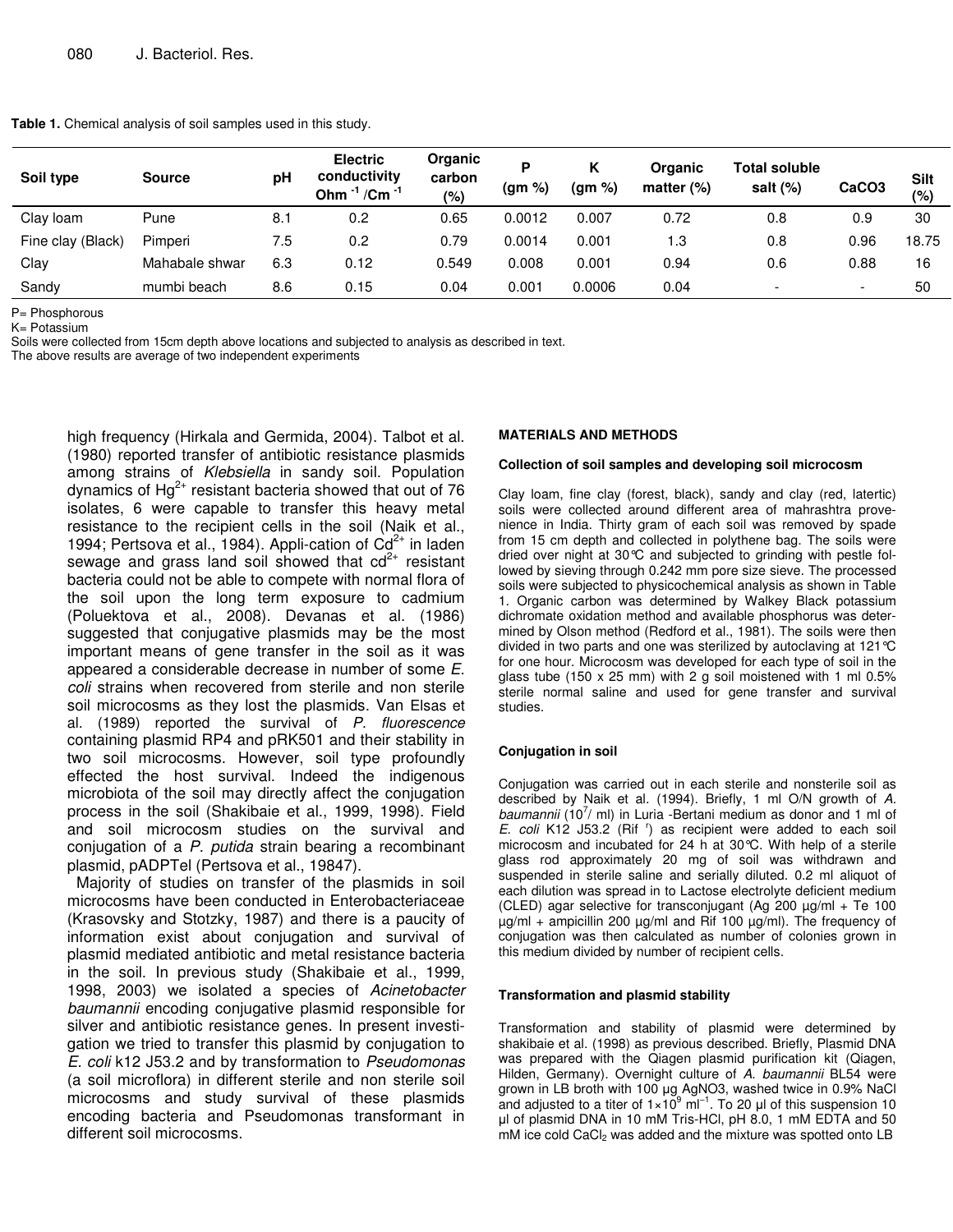**Table 1.** Chemical analysis of soil samples used in this study.

| Soil type | Source | pH | Electric conductivity $Ohm^{-1}/Cm^{-1}$ | Organic carbon (%) | P (gm %) | K (gm %) | Organic matter (%) | Total soluble salt (%) | $CaCO_3$ | Silt (%) |
|---|---|---|---|---|---|---|---|---|---|---|
| Clay loam | Pune | 8.1 | 0.2 | 0.65 | 0.0012 | 0.007 | 0.72 | 0.8 | 0.9 | 30 |
| Fine clay (Black) | Pimperi | 7.5 | 0.2 | 0.79 | 0.0014 | 0.001 | 1.3 | 0.8 | 0.96 | 18.75 |
| Clay | Mahabale shwar | 6.3 | 0.12 | 0.549 | 0.008 | 0.001 | 0.94 | 0.6 | 0.88 | 16 |
| Sandy | mumbi beach | 8.6 | 0.15 | 0.04 | 0.001 | 0.0006 | 0.04 | - | - | 50 |

P= Phosphorous
K= Potassium
Soils were collected from 15cm depth above locations and subjected to analysis as described in text.
The above results are average of two independent experiments

high frequency (Hirkala and Germida, 2004). Talbot et al. (1980) reported transfer of antibiotic resistance plasmids among strains of *Klebsiella* in sandy soil. Population dynamics of $Hg^{2+}$ resistant bacteria showed that out of 76 isolates, 6 were capable to transfer this heavy metal resistance to the recipient cells in the soil (Naik et al., 1994; Pertsova et al., 1984). Appli-cation of $Cd^{2+}$ in laden sewage and grass land soil showed that $cd^{2+}$ resistant bacteria could not be able to compete with normal flora of the soil upon the long term exposure to cadmium (Poluektova et al., 2008). Devanas et al. (1986) suggested that conjugative plasmids may be the most important means of gene transfer in the soil as it was appeared a considerable decrease in number of some *E. coli* strains when recovered from sterile and non sterile soil microcosms as they lost the plasmids. Van Elsas et al. (1989) reported the survival of *P. fluorescence* containing plasmid RP4 and pRK501 and their stability in two soil microcosms. However, soil type profoundly effected the host survival. Indeed the indigenous microbiota of the soil may directly affect the conjugation process in the soil (Shakibaie et al., 1999, 1998). Field and soil microcosm studies on the survival and conjugation of a *P. putida* strain bearing a recombinant plasmid, pADPTel (Pertsova et al., 19847).

Majority of studies on transfer of the plasmids in soil microcosms have been conducted in Enterobacteriaceae (Krasovsky and Stotzky, 1987) and there is a paucity of information exist about conjugation and survival of plasmid mediated antibiotic and metal resistance bacteria in the soil. In previous study (Shakibaie et al., 1999, 1998, 2003) we isolated a species of *Acinetobacter baumannii* encoding conjugative plasmid responsible for silver and antibiotic resistance genes. In present investigation we tried to transfer this plasmid by conjugation to *E. coli* k12 J53.2 and by transformation to *Pseudomonas* (a soil microflora) in different sterile and non sterile soil microcosms and study survival of these plasmids encoding bacteria and Pseudomonas transformant in different soil microcosms.

## MATERIALS AND METHODS

### Collection of soil samples and developing soil microcosm

Clay loam, fine clay (forest, black), sandy and clay (red, latertic) soils were collected around different area of mahrashtra provenience in India. Thirty gram of each soil was removed by spade from 15 cm depth and collected in polythene bag. The soils were dried over night at 30°C and subjected to grinding with pestle followed by sieving through 0.242 mm pore size sieve. The processed soils were subjected to physicochemical analysis as shown in Table 1. Organic carbon was determined by Walkey Black potassium dichromate oxidation method and available phosphorus was determined by Olson method (Redford et al., 1981). The soils were then divided in two parts and one was sterilized by autoclaving at 121°C for one hour. Microcosm was developed for each type of soil in the glass tube (150 x 25 mm) with 2 g soil moistened with 1 ml 0.5% sterile normal saline and used for gene transfer and survival studies.

### Conjugation in soil

Conjugation was carried out in each sterile and nonsterile soil as described by Naik et al. (1994). Briefly, 1 ml O/N growth of *A. baumannii* ($10^7$/ ml) in Luria -Bertani medium as donor and 1 ml of *E. coli* K12 J53.2 (Rif $^r$) as recipient were added to each soil microcosm and incubated for 24 h at 30°C. With help of a sterile glass rod approximately 20 mg of soil was withdrawn and suspended in sterile saline and serially diluted. 0.2 ml aliquot of each dilution was spread in to Lactose electrolyte deficient medium (CLED) agar selective for transconjugant (Ag 200 µg/ml + Te 100 µg/ml + ampicillin 200 µg/ml and Rif 100 µg/ml). The frequency of conjugation was then calculated as number of colonies grown in this medium divided by number of recipient cells.

### Transformation and plasmid stability

Transformation and stability of plasmid were determined by shakibaie et al. (1998) as previous described. Briefly, Plasmid DNA was prepared with the Qiagen plasmid purification kit (Qiagen, Hilden, Germany). Overnight culture of *A. baumannii* BL54 were grown in LB broth with 100 µg $AgNO_3$, washed twice in 0.9% NaCl and adjusted to a titer of $1\times10^9$ $ml^{-1}$. To 20 µl of this suspension 10 µl of plasmid DNA in 10 mM Tris-HCl, pH 8.0, 1 mM EDTA and 50 mM ice cold $CaCl_2$ was added and the mixture was spotted onto LB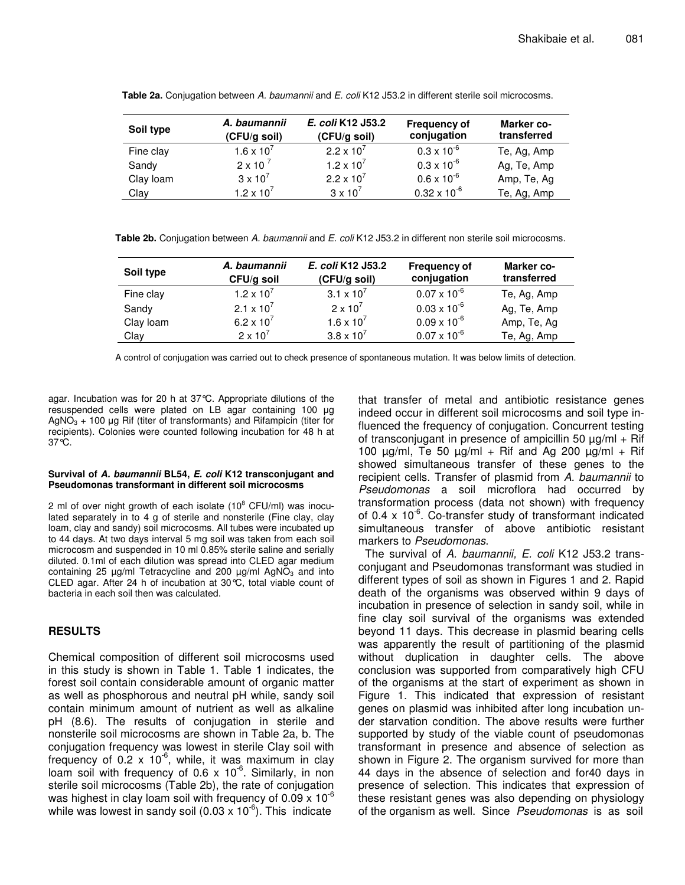**Table 2a.** Conjugation between *A. baumannii* and *E. coli* K12 J53.2 in different sterile soil microcosms.

| Soil type | *A. baumannii* (CFU/g soil) | *E. coli* K12 J53.2 (CFU/g soil) | Frequency of conjugation | Marker co-transferred |
|---|---|---|---|---|
| Fine clay | $1.6 \times 10^7$ | $2.2 \times 10^7$ | $0.3 \times 10^{-6}$ | Te, Ag, Amp |
| Sandy | $2 \times 10^7$ | $1.2 \times 10^7$ | $0.3 \times 10^{-6}$ | Ag, Te, Amp |
| Clay loam | $3 \times 10^7$ | $2.2 \times 10^7$ | $0.6 \times 10^{-6}$ | Amp, Te, Ag |
| Clay | $1.2 \times 10^7$ | $3 \times 10^7$ | $0.32 \times 10^{-6}$ | Te, Ag, Amp |

**Table 2b.** Conjugation between *A. baumannii* and *E. coli* K12 J53.2 in different non sterile soil microcosms.

| Soil type | *A. baumannii* CFU/g soil | *E. coli* K12 J53.2 (CFU/g soil) | Frequency of conjugation | Marker co-transferred |
|---|---|---|---|---|
| Fine clay | $1.2 \times 10^7$ | $3.1 \times 10^7$ | $0.07 \times 10^{-6}$ | Te, Ag, Amp |
| Sandy | $2.1 \times 10^7$ | $2 \times 10^7$ | $0.03 \times 10^{-6}$ | Ag, Te, Amp |
| Clay loam | $6.2 \times 10^7$ | $1.6 \times 10^7$ | $0.09 \times 10^{-6}$ | Amp, Te, Ag |
| Clay | $2 \times 10^7$ | $3.8 \times 10^7$ | $0.07 \times 10^{-6}$ | Te, Ag, Amp |

A control of conjugation was carried out to check presence of spontaneous mutation. It was below limits of detection.

agar. Incubation was for 20 h at 37°C. Appropriate dilutions of the resuspended cells were plated on LB agar containing 100 µg $AgNO_3$ + 100 µg Rif (titer of transformants) and Rifampicin (titer for recipients). Colonies were counted following incubation for 48 h at 37°C.

#### Survival of *A. baumannii* BL54, *E. coli* K12 transconjugant and Pseudomonas transformant in different soil microcosms

2 ml of over night growth of each isolate ($10^8$ CFU/ml) was inoculated separately in to 4 g of sterile and nonsterile (Fine clay, clay loam, clay and sandy) soil microcosms. All tubes were incubated up to 44 days. At two days interval 5 mg soil was taken from each soil microcosm and suspended in 10 ml 0.85% sterile saline and serially diluted. 0.1ml of each dilution was spread into CLED agar medium containing 25 µg/ml Tetracycline and 200 µg/ml $AgNO_3$ and into CLED agar. After 24 h of incubation at 30°C, total viable count of bacteria in each soil then was calculated.

## RESULTS

Chemical composition of different soil microcosms used in this study is shown in Table 1. Table 1 indicates, the forest soil contain considerable amount of organic matter as well as phosphorous and neutral pH while, sandy soil contain minimum amount of nutrient as well as alkaline pH (8.6). The results of conjugation in sterile and nonsterile soil microcosms are shown in Table 2a, b. The conjugation frequency was lowest in sterile Clay soil with frequency of $0.2 \times 10^{-6}$, while, it was maximum in clay loam soil with frequency of $0.6 \times 10^{-6}$. Similarly, in non sterile soil microcosms (Table 2b), the rate of conjugation was highest in clay loam soil with frequency of $0.09 \times 10^{-6}$ while was lowest in sandy soil ($0.03 \times 10^{-6}$). This indicate that transfer of metal and antibiotic resistance genes indeed occur in different soil microcosms and soil type influenced the frequency of conjugation. Concurrent testing of transconjugant in presence of ampicillin 50 µg/ml + Rif 100 µg/ml, Te 50 µg/ml + Rif and Ag 200 µg/ml + Rif showed simultaneous transfer of these genes to the recipient cells. Transfer of plasmid from *A. baumannii* to *Pseudomonas* a soil microflora had occurred by transformation process (data not shown) with frequency of $0.4 \times 10^{-6}$. Co-transfer study of transformant indicated simultaneous transfer of above antibiotic resistant markers to *Pseudomonas*.

The survival of *A. baumannii, E. coli* K12 J53.2 transconjugant and Pseudomonas transformant was studied in different types of soil as shown in Figures 1 and 2. Rapid death of the organisms was observed within 9 days of incubation in presence of selection in sandy soil, while in fine clay soil survival of the organisms was extended beyond 11 days. This decrease in plasmid bearing cells was apparently the result of partitioning of the plasmid without duplication in daughter cells. The above conclusion was supported from comparatively high CFU of the organisms at the start of experiment as shown in Figure 1. This indicated that expression of resistant genes on plasmid was inhibited after long incubation under starvation condition. The above results were further supported by study of the viable count of pseudomonas transformant in presence and absence of selection as shown in Figure 2. The organism survived for more than 44 days in the absence of selection and for40 days in presence of selection. This indicates that expression of these resistant genes was also depending on physiology of the organism as well. Since *Pseudomonas* is as soil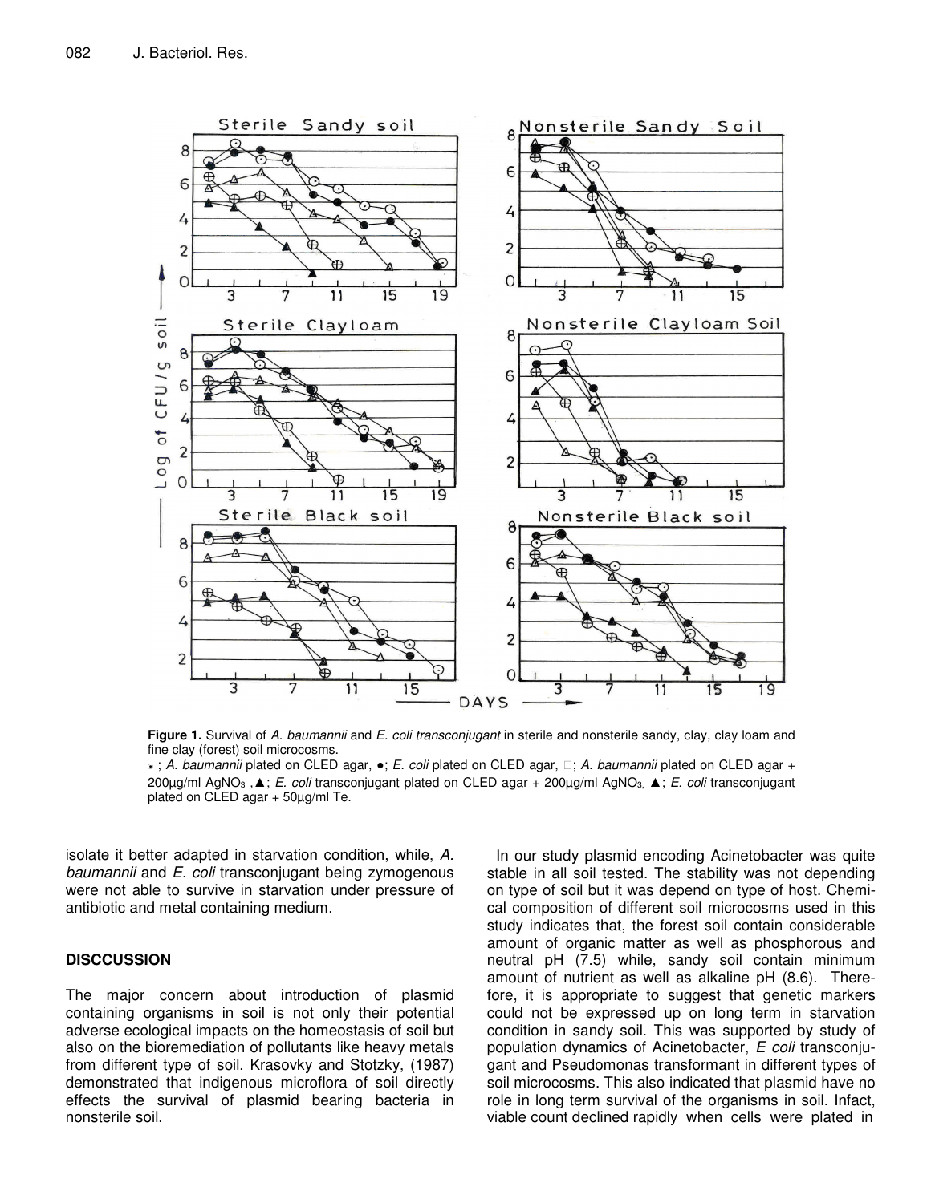**Figure 1.** Survival of *A. baumannii* and *E. coli transconjugant* in sterile and nonsterile sandy, clay, clay loam and fine clay (forest) soil microcosms.
⊙ ; *A. baumannii* plated on CLED agar, ●; *E. coli* plated on CLED agar, □; *A. baumannii* plated on CLED agar + 200µg/ml $AgNO_3$ ,▲; *E. coli* transconjugant plated on CLED agar + 200µg/ml $AgNO_3$, ▲; *E. coli* transconjugant plated on CLED agar + 50µg/ml Te.

isolate it better adapted in starvation condition, while, *A. baumannii* and *E. coli* transconjugant being zymogenous were not able to survive in starvation under pressure of antibiotic and metal containing medium.

## DISCCUSSION

The major concern about introduction of plasmid containing organisms in soil is not only their potential adverse ecological impacts on the homeostasis of soil but also on the bioremediation of pollutants like heavy metals from different type of soil. Krasovky and Stotzky, (1987) demonstrated that indigenous microflora of soil directly effects the survival of plasmid bearing bacteria in nonsterile soil.

In our study plasmid encoding Acinetobacter was quite stable in all soil tested. The stability was not depending on type of soil but it was depend on type of host. Chemical composition of different soil microcosms used in this study indicates that, the forest soil contain considerable amount of organic matter as well as phosphorous and neutral pH (7.5) while, sandy soil contain minimum amount of nutrient as well as alkaline pH (8.6). Therefore, it is appropriate to suggest that genetic markers could not be expressed up on long term in starvation condition in sandy soil. This was supported by study of population dynamics of Acinetobacter, *E coli* transconjugant and Pseudomonas transformant in different types of soil microcosms. This also indicated that plasmid have no role in long term survival of the organisms in soil. Infact, viable count declined rapidly when cells were plated in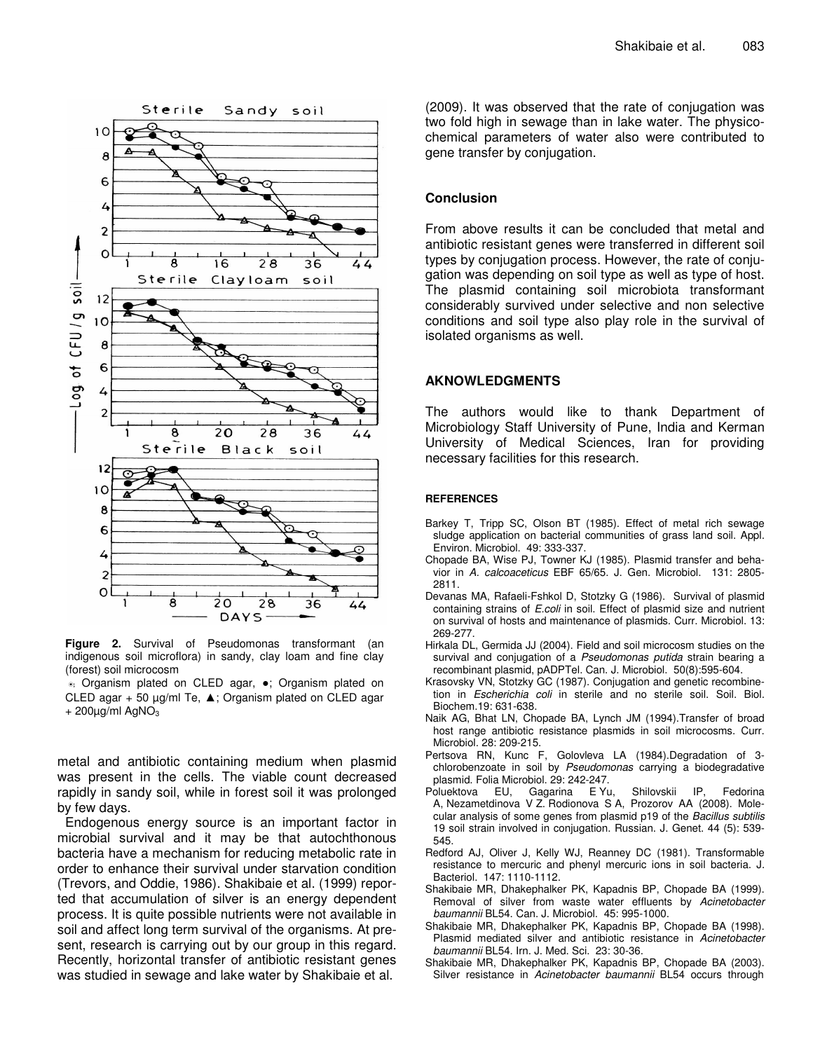**Figure 2.** Survival of Pseudomonas transformant (an indigenous soil microflora) in sandy, clay loam and fine clay (forest) soil microcosm

⊙; Organism plated on CLED agar, ●; Organism plated on CLED agar + 50 µg/ml Te, ▲; Organism plated on CLED agar + 200µg/ml $AgNO_3$

metal and antibiotic containing medium when plasmid was present in the cells. The viable count decreased rapidly in sandy soil, while in forest soil it was prolonged by few days.

Endogenous energy source is an important factor in microbial survival and it may be that autochthonous bacteria have a mechanism for reducing metabolic rate in order to enhance their survival under starvation condition (Trevors, and Oddie, 1986). Shakibaie et al. (1999) reported that accumulation of silver is an energy dependent process. It is quite possible nutrients were not available in soil and affect long term survival of the organisms. At present, research is carrying out by our group in this regard. Recently, horizontal transfer of antibiotic resistant genes was studied in sewage and lake water by Shakibaie et al. (2009). It was observed that the rate of conjugation was two fold high in sewage than in lake water. The physico-chemical parameters of water also were contributed to gene transfer by conjugation.

## Conclusion

From above results it can be concluded that metal and antibiotic resistant genes were transferred in different soil types by conjugation process. However, the rate of conjugation was depending on soil type as well as type of host. The plasmid containing soil microbiota transformant considerably survived under selective and non selective conditions and soil type also play role in the survival of isolated organisms as well.

## AKNOWLEDGMENTS

The authors would like to thank Department of Microbiology Staff University of Pune, India and Kerman University of Medical Sciences, Iran for providing necessary facilities for this research.

## REFERENCES

Barkey T, Tripp SC, Olson BT (1985). Effect of metal rich sewage sludge application on bacterial communities of grass land soil. Appl. Environ. Microbiol. 49: 333-337.

Chopade BA, Wise PJ, Towner KJ (1985). Plasmid transfer and behavior in *A. calcoaceticus* EBF 65/65. J. Gen. Microbiol. 131: 2805-2811.

Devanas MA, Rafaeli-Fshkol D, Stotzky G (1986). Survival of plasmid containing strains of *E.coli* in soil. Effect of plasmid size and nutrient on survival of hosts and maintenance of plasmids. Curr. Microbiol. 13: 269-277.

Hirkala DL, Germida JJ (2004). Field and soil microcosm studies on the survival and conjugation of a *Pseudomonas putida* strain bearing a recombinant plasmid, pADPTel. Can. J. Microbiol. 50(8):595-604.

Krasovsky VN, Stotzky GC (1987). Conjugation and genetic recombinetion in *Escherichia coli* in sterile and no sterile soil. Soil. Biol. Biochem.19: 631-638.

Naik AG, Bhat LN, Chopade BA, Lynch JM (1994).Transfer of broad host range antibiotic resistance plasmids in soil microcosms. Curr. Microbiol. 28: 209-215.

Pertsova RN, Kunc F, Golovleva LA (1984).Degradation of 3-chlorobenzoate in soil by *Pseudomonas* carrying a biodegradative plasmid. Folia Microbiol. 29: 242-247.

Poluektova EU, Gagarina E Yu, Shilovskii IP, Fedorina A, Nezametdinova V Z. Rodionova S A, Prozorov AA (2008). Molecular analysis of some genes from plasmid p19 of the *Bacillus subtilis* 19 soil strain involved in conjugation. Russian. J. Genet. 44 (5): 539-545.

Redford AJ, Oliver J, Kelly WJ, Reanney DC (1981). Transformable resistance to mercuric and phenyl mercuric ions in soil bacteria. J. Bacteriol. 147: 1110-1112.

Shakibaie MR, Dhakephalker PK, Kapadnis BP, Chopade BA (1999). Removal of silver from waste water effluents by *Acinetobacter baumannii* BL54. Can. J. Microbiol. 45: 995-1000.

Shakibaie MR, Dhakephalker PK, Kapadnis BP, Chopade BA (1998). Plasmid mediated silver and antibiotic resistance in *Acinetobacter baumannii* BL54. Irn. J. Med. Sci. 23: 30-36.

Shakibaie MR, Dhakephalker PK, Kapadnis BP, Chopade BA (2003). Silver resistance in *Acinetobacter baumannii* BL54 occurs through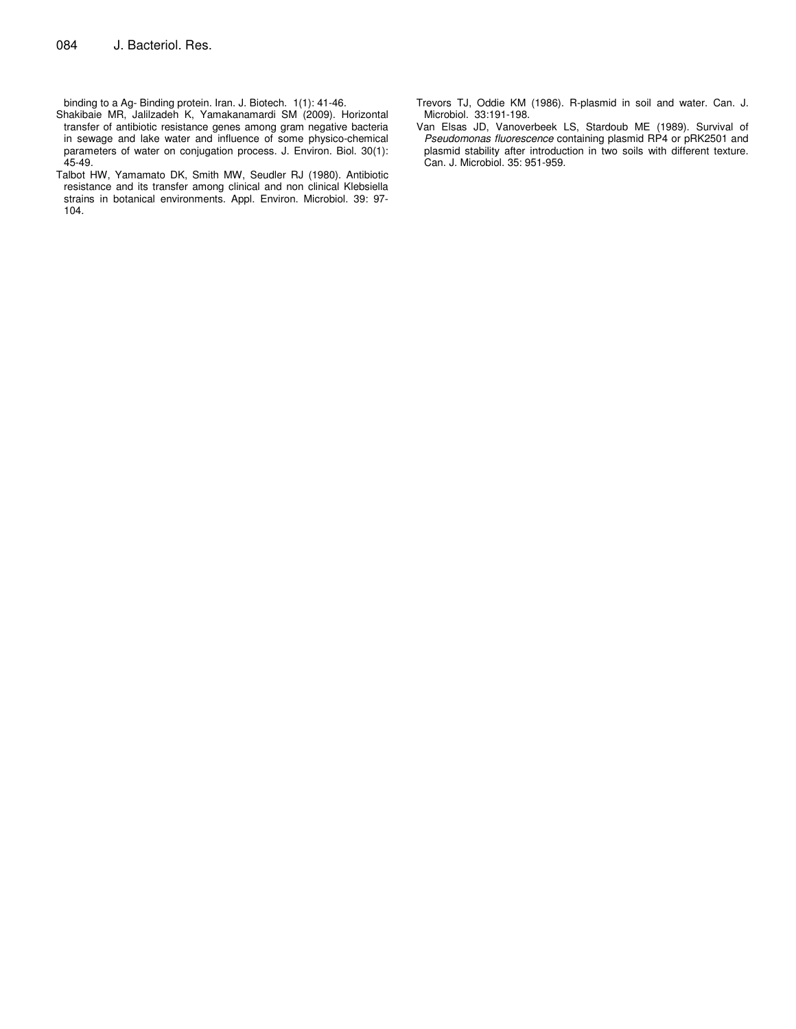binding to a Ag- Binding protein. Iran. J. Biotech. 1(1): 41-46.

Shakibaie MR, Jalilzadeh K, Yamakanamardi SM (2009). Horizontal transfer of antibiotic resistance genes among gram negative bacteria in sewage and lake water and influence of some physico-chemical parameters of water on conjugation process. J. Environ. Biol. 30(1): 45-49.

Talbot HW, Yamamato DK, Smith MW, Seudler RJ (1980). Antibiotic resistance and its transfer among clinical and non clinical Klebsiella strains in botanical environments. Appl. Environ. Microbiol. 39: 97-104.

Trevors TJ, Oddie KM (1986). R-plasmid in soil and water. Can. J. Microbiol. 33:191-198.

Van Elsas JD, Vanoverbeek LS, Stardoub ME (1989). Survival of *Pseudomonas fluorescence* containing plasmid RP4 or pRK2501 and plasmid stability after introduction in two soils with different texture. Can. J. Microbiol. 35: 951-959.